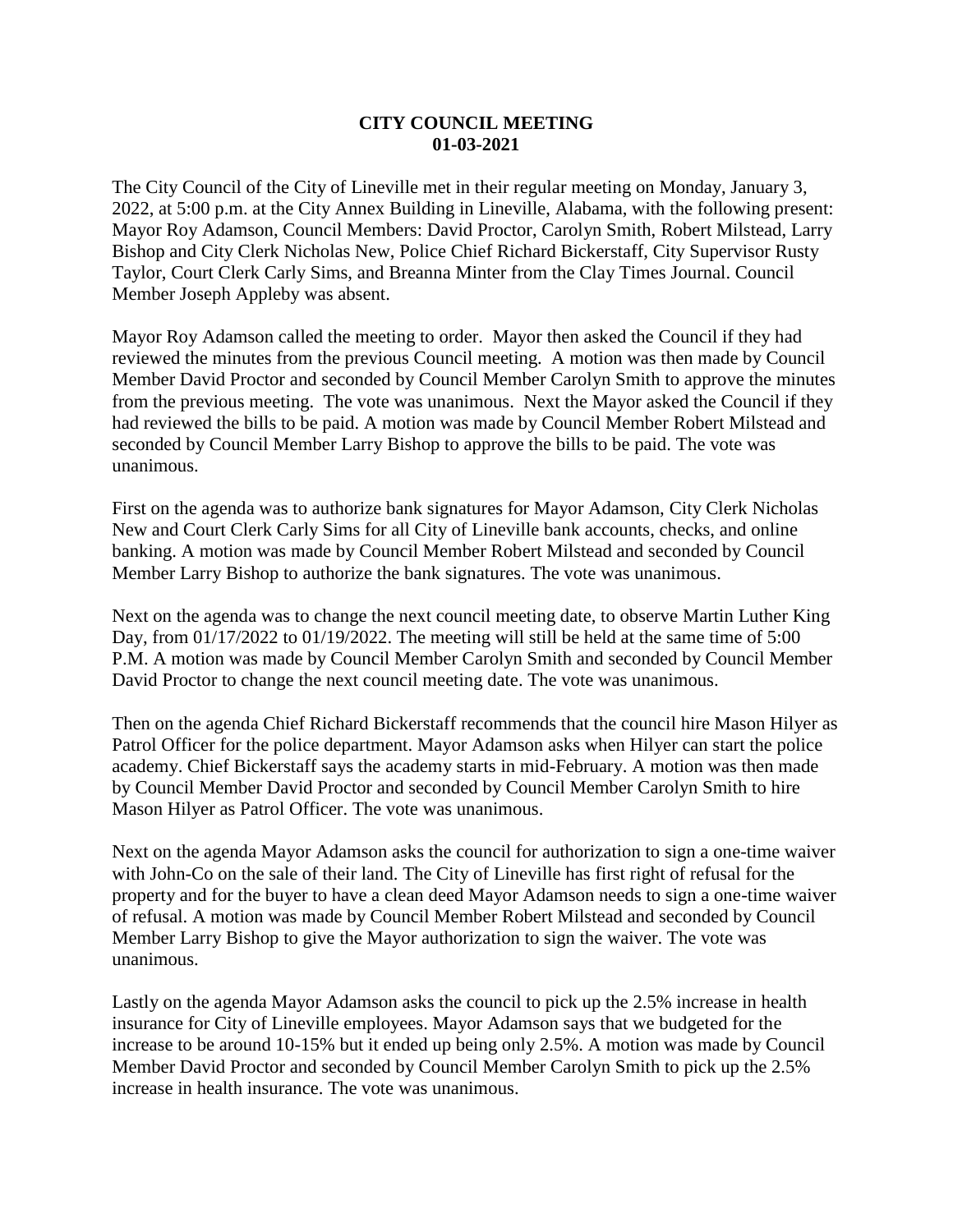**CITY COUNCIL MEETING**
**01-03-2021**

The City Council of the City of Lineville met in their regular meeting on Monday, January 3, 2022, at 5:00 p.m. at the City Annex Building in Lineville, Alabama, with the following present: Mayor Roy Adamson, Council Members: David Proctor, Carolyn Smith, Robert Milstead, Larry Bishop and City Clerk Nicholas New, Police Chief Richard Bickerstaff, City Supervisor Rusty Taylor, Court Clerk Carly Sims, and Breanna Minter from the Clay Times Journal. Council Member Joseph Appleby was absent.

Mayor Roy Adamson called the meeting to order. Mayor then asked the Council if they had reviewed the minutes from the previous Council meeting. A motion was then made by Council Member David Proctor and seconded by Council Member Carolyn Smith to approve the minutes from the previous meeting. The vote was unanimous. Next the Mayor asked the Council if they had reviewed the bills to be paid. A motion was made by Council Member Robert Milstead and seconded by Council Member Larry Bishop to approve the bills to be paid. The vote was unanimous.

First on the agenda was to authorize bank signatures for Mayor Adamson, City Clerk Nicholas New and Court Clerk Carly Sims for all City of Lineville bank accounts, checks, and online banking. A motion was made by Council Member Robert Milstead and seconded by Council Member Larry Bishop to authorize the bank signatures. The vote was unanimous.

Next on the agenda was to change the next council meeting date, to observe Martin Luther King Day, from 01/17/2022 to 01/19/2022. The meeting will still be held at the same time of 5:00 P.M. A motion was made by Council Member Carolyn Smith and seconded by Council Member David Proctor to change the next council meeting date. The vote was unanimous.

Then on the agenda Chief Richard Bickerstaff recommends that the council hire Mason Hilyer as Patrol Officer for the police department. Mayor Adamson asks when Hilyer can start the police academy. Chief Bickerstaff says the academy starts in mid-February. A motion was then made by Council Member David Proctor and seconded by Council Member Carolyn Smith to hire Mason Hilyer as Patrol Officer. The vote was unanimous.

Next on the agenda Mayor Adamson asks the council for authorization to sign a one-time waiver with John-Co on the sale of their land. The City of Lineville has first right of refusal for the property and for the buyer to have a clean deed Mayor Adamson needs to sign a one-time waiver of refusal. A motion was made by Council Member Robert Milstead and seconded by Council Member Larry Bishop to give the Mayor authorization to sign the waiver. The vote was unanimous.

Lastly on the agenda Mayor Adamson asks the council to pick up the 2.5% increase in health insurance for City of Lineville employees. Mayor Adamson says that we budgeted for the increase to be around 10-15% but it ended up being only 2.5%. A motion was made by Council Member David Proctor and seconded by Council Member Carolyn Smith to pick up the 2.5% increase in health insurance. The vote was unanimous.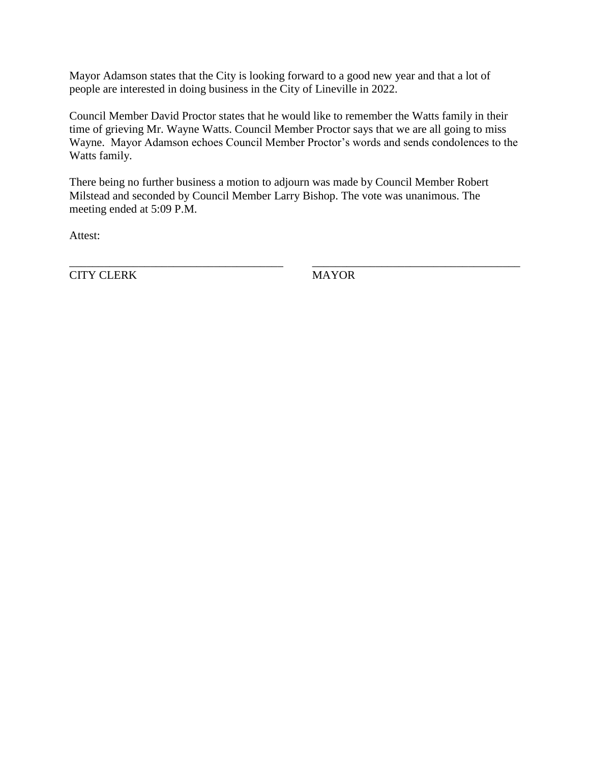Mayor Adamson states that the City is looking forward to a good new year and that a lot of people are interested in doing business in the City of Lineville in 2022.

Council Member David Proctor states that he would like to remember the Watts family in their time of grieving Mr. Wayne Watts. Council Member Proctor says that we are all going to miss Wayne. Mayor Adamson echoes Council Member Proctor's words and sends condolences to the Watts family.

There being no further business a motion to adjourn was made by Council Member Robert Milstead and seconded by Council Member Larry Bishop. The vote was unanimous. The meeting ended at 5:09 P.M.

Attest:

\_\_\_\_\_\_\_\_\_\_\_\_\_\_\_\_\_\_\_\_\_\_\_\_\_\_\_\_\_\_\_\_\_\_\_\_\_\_ \_\_\_\_\_\_\_\_\_\_\_\_\_\_\_\_\_\_\_\_\_\_\_\_\_\_\_\_\_\_\_\_\_\_\_\_\_\_

CITY CLERK MAYOR